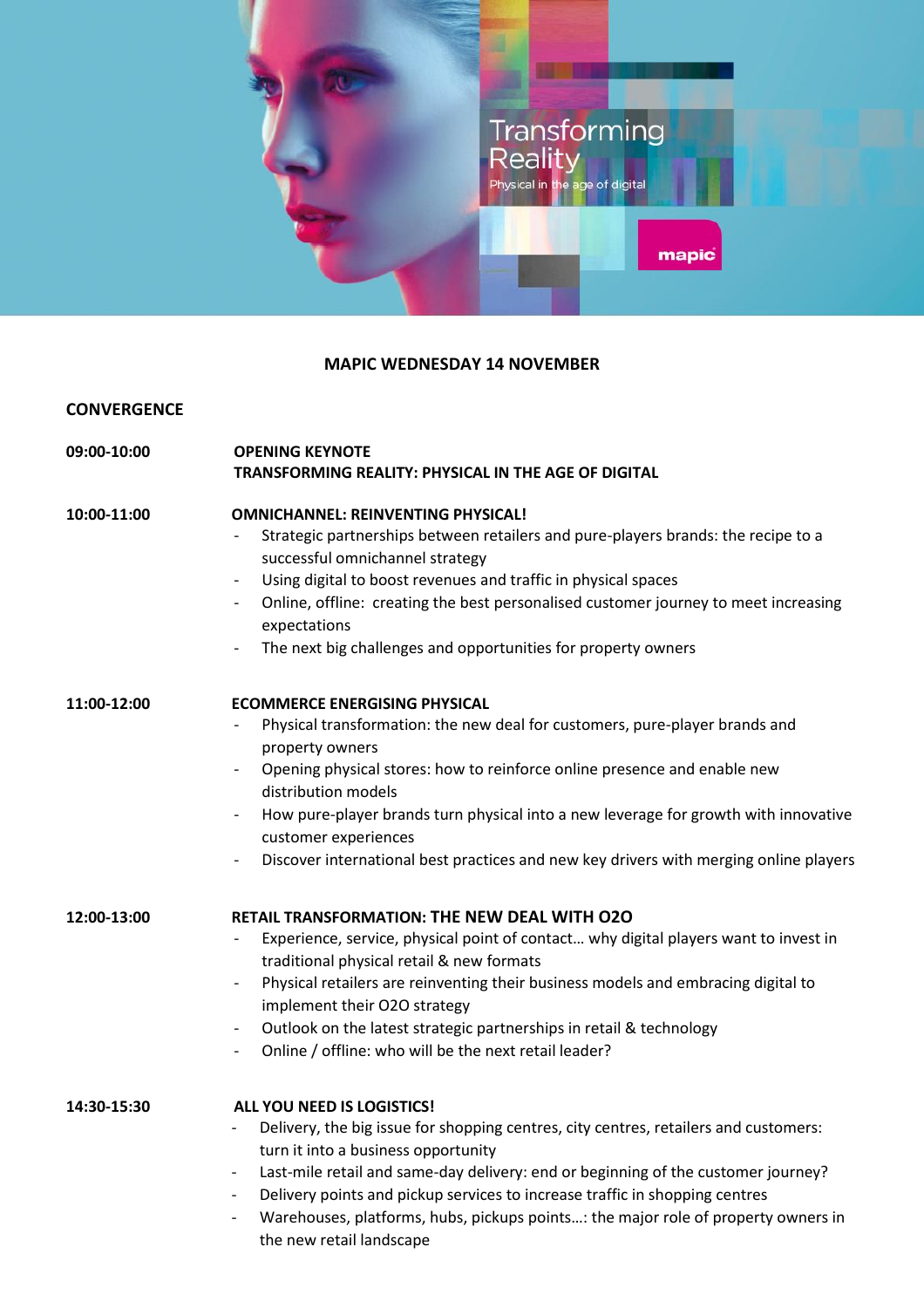# MAPIC WEDNESDAY 14 NOVEMBER

## CONVERGENCE

**09:00-10:00**

**OPENING KEYNOTE**
**TRANSFORMING REALITY: PHYSICAL IN THE AGE OF DIGITAL**

**10:00-11:00**

**OMNICHANNEL: REINVENTING PHYSICAL!**

- Strategic partnerships between retailers and pure-players brands: the recipe to a successful omnichannel strategy
- Using digital to boost revenues and traffic in physical spaces
- Online, offline: creating the best personalised customer journey to meet increasing expectations
- The next big challenges and opportunities for property owners

**11:00-12:00**

**ECOMMERCE ENERGISING PHYSICAL**

- Physical transformation: the new deal for customers, pure-player brands and property owners
- Opening physical stores: how to reinforce online presence and enable new distribution models
- How pure-player brands turn physical into a new leverage for growth with innovative customer experiences
- Discover international best practices and new key drivers with merging online players

**12:00-13:00**

**RETAIL TRANSFORMATION: THE NEW DEAL WITH O2O**

- Experience, service, physical point of contact… why digital players want to invest in traditional physical retail & new formats
- Physical retailers are reinventing their business models and embracing digital to implement their O2O strategy
- Outlook on the latest strategic partnerships in retail & technology
- Online / offline: who will be the next retail leader?

**14:30-15:30**

**ALL YOU NEED IS LOGISTICS!**

- Delivery, the big issue for shopping centres, city centres, retailers and customers: turn it into a business opportunity
- Last-mile retail and same-day delivery: end or beginning of the customer journey?
- Delivery points and pickup services to increase traffic in shopping centres
- Warehouses, platforms, hubs, pickups points…: the major role of property owners in the new retail landscape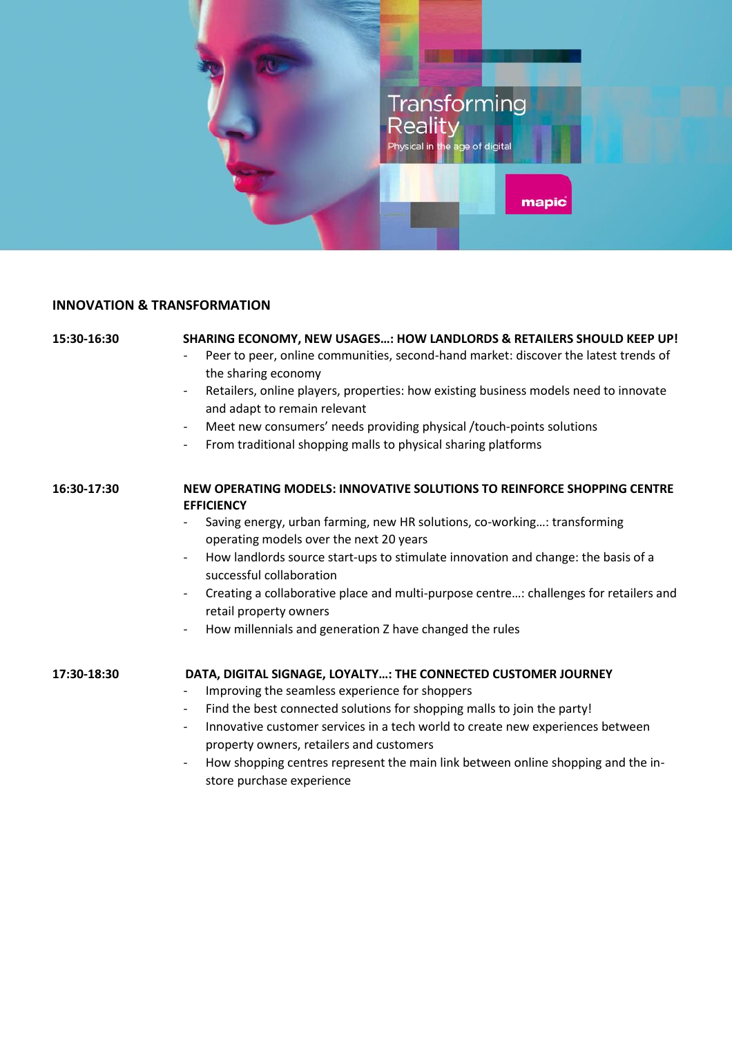## INNOVATION & TRANSFORMATION

**15:30-16:30** **SHARING ECONOMY, NEW USAGES…: HOW LANDLORDS & RETAILERS SHOULD KEEP UP!**

- Peer to peer, online communities, second-hand market: discover the latest trends of the sharing economy
- Retailers, online players, properties: how existing business models need to innovate and adapt to remain relevant
- Meet new consumers' needs providing physical /touch-points solutions
- From traditional shopping malls to physical sharing platforms

**16:30-17:30** **NEW OPERATING MODELS: INNOVATIVE SOLUTIONS TO REINFORCE SHOPPING CENTRE EFFICIENCY**

- Saving energy, urban farming, new HR solutions, co-working…: transforming operating models over the next 20 years
- How landlords source start-ups to stimulate innovation and change: the basis of a successful collaboration
- Creating a collaborative place and multi-purpose centre…: challenges for retailers and retail property owners
- How millennials and generation Z have changed the rules

**17:30-18:30** **DATA, DIGITAL SIGNAGE, LOYALTY…: THE CONNECTED CUSTOMER JOURNEY**

- Improving the seamless experience for shoppers
- Find the best connected solutions for shopping malls to join the party!
- Innovative customer services in a tech world to create new experiences between property owners, retailers and customers
- How shopping centres represent the main link between online shopping and the in-store purchase experience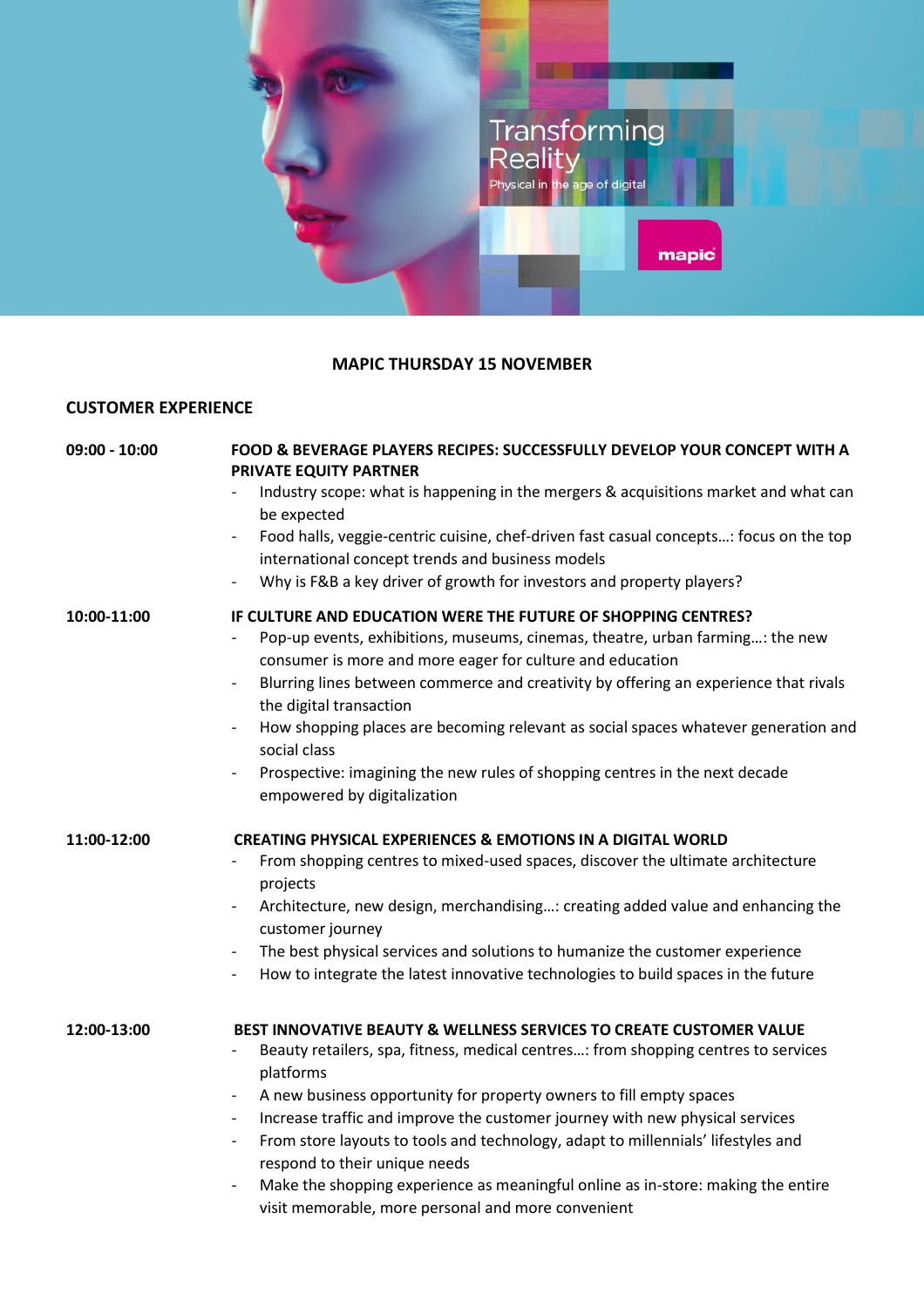**MAPIC THURSDAY 15 NOVEMBER**

## CUSTOMER EXPERIENCE

**09:00 - 10:00**

**FOOD & BEVERAGE PLAYERS RECIPES: SUCCESSFULLY DEVELOP YOUR CONCEPT WITH A PRIVATE EQUITY PARTNER**

- Industry scope: what is happening in the mergers & acquisitions market and what can be expected
- Food halls, veggie-centric cuisine, chef-driven fast casual concepts…: focus on the top international concept trends and business models
- Why is F&B a key driver of growth for investors and property players?

**10:00-11:00**

**IF CULTURE AND EDUCATION WERE THE FUTURE OF SHOPPING CENTRES?**

- Pop-up events, exhibitions, museums, cinemas, theatre, urban farming…: the new consumer is more and more eager for culture and education
- Blurring lines between commerce and creativity by offering an experience that rivals the digital transaction
- How shopping places are becoming relevant as social spaces whatever generation and social class
- Prospective: imagining the new rules of shopping centres in the next decade empowered by digitalization

**11:00-12:00**

**CREATING PHYSICAL EXPERIENCES & EMOTIONS IN A DIGITAL WORLD**

- From shopping centres to mixed-used spaces, discover the ultimate architecture projects
- Architecture, new design, merchandising…: creating added value and enhancing the customer journey
- The best physical services and solutions to humanize the customer experience
- How to integrate the latest innovative technologies to build spaces in the future

**12:00-13:00**

**BEST INNOVATIVE BEAUTY & WELLNESS SERVICES TO CREATE CUSTOMER VALUE**

- Beauty retailers, spa, fitness, medical centres…: from shopping centres to services platforms
- A new business opportunity for property owners to fill empty spaces
- Increase traffic and improve the customer journey with new physical services
- From store layouts to tools and technology, adapt to millennials' lifestyles and respond to their unique needs
- Make the shopping experience as meaningful online as in-store: making the entire visit memorable, more personal and more convenient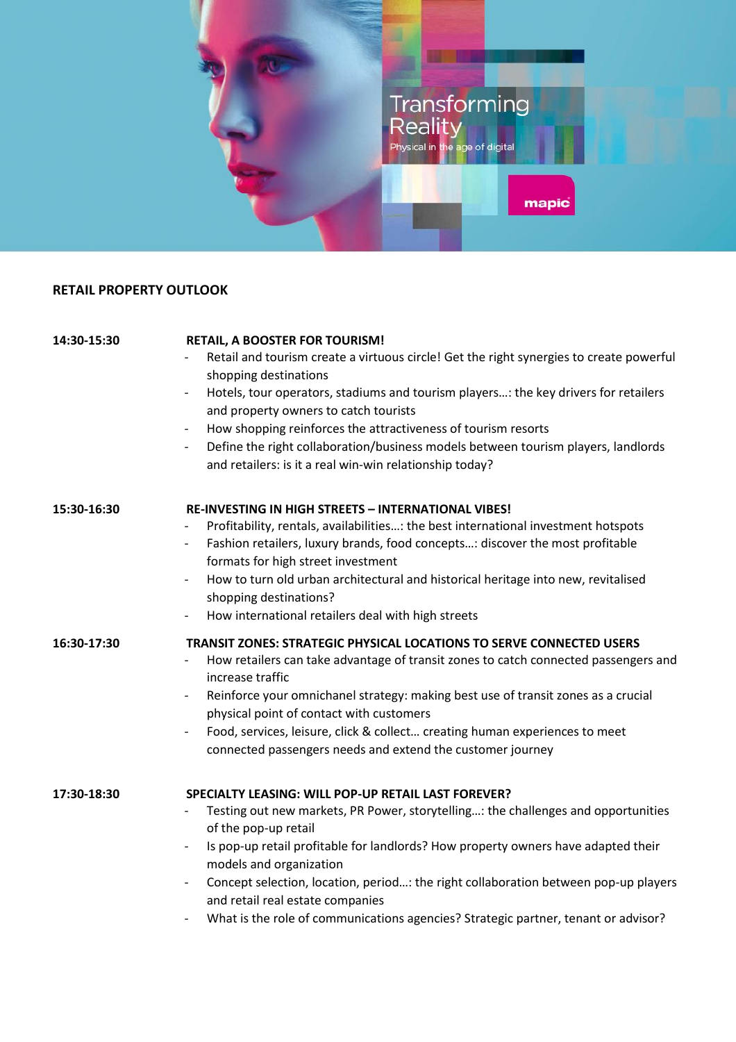Transforming Reality

Physical in the age of digital

mapic

## RETAIL PROPERTY OUTLOOK

**14:30-15:30** **RETAIL, A BOOSTER FOR TOURISM!**

- Retail and tourism create a virtuous circle! Get the right synergies to create powerful shopping destinations
- Hotels, tour operators, stadiums and tourism players…: the key drivers for retailers and property owners to catch tourists
- How shopping reinforces the attractiveness of tourism resorts
- Define the right collaboration/business models between tourism players, landlords and retailers: is it a real win-win relationship today?

**15:30-16:30** **RE-INVESTING IN HIGH STREETS – INTERNATIONAL VIBES!**

- Profitability, rentals, availabilities…: the best international investment hotspots
- Fashion retailers, luxury brands, food concepts…: discover the most profitable formats for high street investment
- How to turn old urban architectural and historical heritage into new, revitalised shopping destinations?
- How international retailers deal with high streets

**16:30-17:30** **TRANSIT ZONES: STRATEGIC PHYSICAL LOCATIONS TO SERVE CONNECTED USERS**

- How retailers can take advantage of transit zones to catch connected passengers and increase traffic
- Reinforce your omnichanel strategy: making best use of transit zones as a crucial physical point of contact with customers
- Food, services, leisure, click & collect… creating human experiences to meet connected passengers needs and extend the customer journey

**17:30-18:30** **SPECIALTY LEASING: WILL POP-UP RETAIL LAST FOREVER?**

- Testing out new markets, PR Power, storytelling…: the challenges and opportunities of the pop-up retail
- Is pop-up retail profitable for landlords? How property owners have adapted their models and organization
- Concept selection, location, period…: the right collaboration between pop-up players and retail real estate companies
- What is the role of communications agencies? Strategic partner, tenant or advisor?